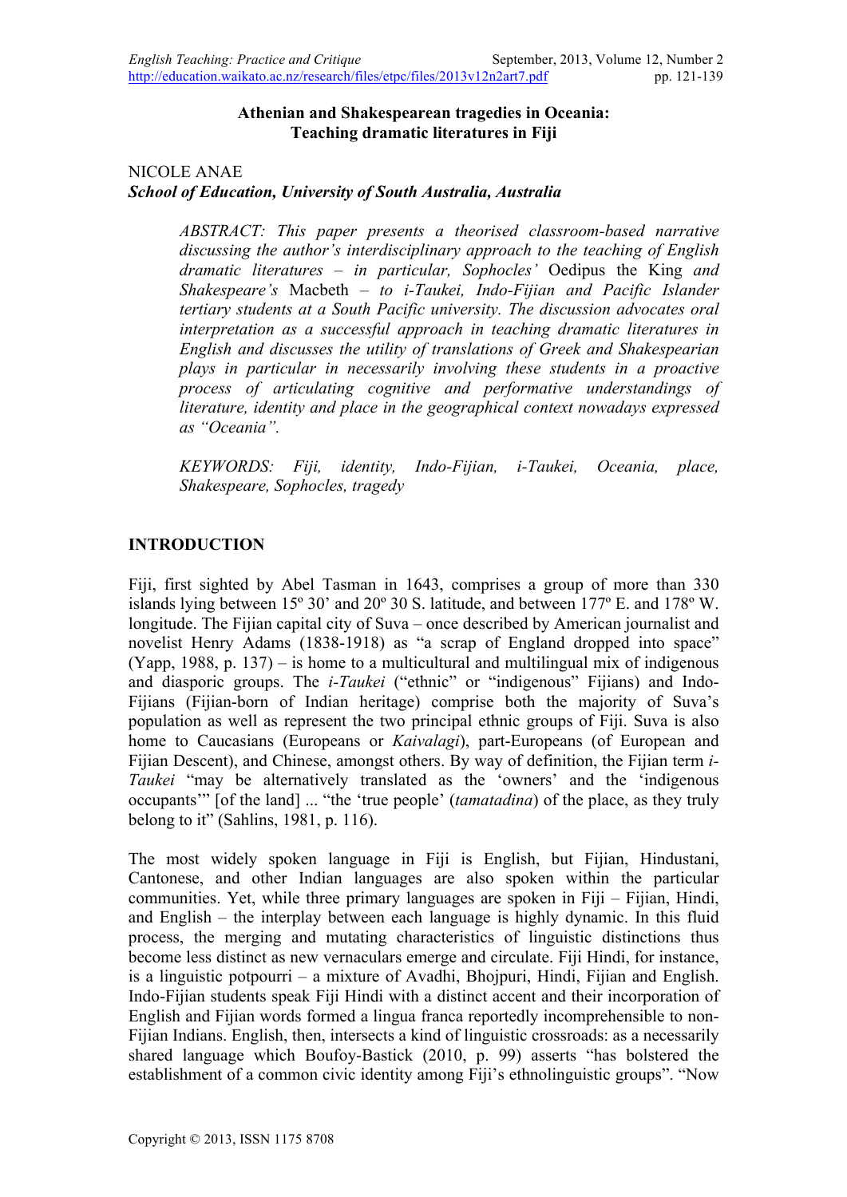# Athenian and Shakespearean tragedies in Oceania: Teaching dramatic literatures in Fiji

NICOLE ANAE
***School of Education, University of South Australia, Australia***

> *ABSTRACT: This paper presents a theorised classroom-based narrative discussing the author's interdisciplinary approach to the teaching of English dramatic literatures – in particular, Sophocles'* Oedipus the King *and Shakespeare's* Macbeth *– to i-Taukei, Indo-Fijian and Pacific Islander tertiary students at a South Pacific university. The discussion advocates oral interpretation as a successful approach in teaching dramatic literatures in English and discusses the utility of translations of Greek and Shakespearian plays in particular in necessarily involving these students in a proactive process of articulating cognitive and performative understandings of literature, identity and place in the geographical context nowadays expressed as "Oceania".*
>
> *KEYWORDS: Fiji, identity, Indo-Fijian, i-Taukei, Oceania, place, Shakespeare, Sophocles, tragedy*

## INTRODUCTION

Fiji, first sighted by Abel Tasman in 1643, comprises a group of more than 330 islands lying between 15º 30' and 20º 30 S. latitude, and between 177º E. and 178º W. longitude. The Fijian capital city of Suva – once described by American journalist and novelist Henry Adams (1838-1918) as "a scrap of England dropped into space" (Yapp, 1988, p. 137) – is home to a multicultural and multilingual mix of indigenous and diasporic groups. The *i-Taukei* ("ethnic" or "indigenous" Fijians) and Indo-Fijians (Fijian-born of Indian heritage) comprise both the majority of Suva's population as well as represent the two principal ethnic groups of Fiji. Suva is also home to Caucasians (Europeans or *Kaivalagi*), part-Europeans (of European and Fijian Descent), and Chinese, amongst others. By way of definition, the Fijian term *i-Taukei* "may be alternatively translated as the 'owners' and the 'indigenous occupants'" [of the land] ... "the 'true people' (*tamatadina*) of the place, as they truly belong to it" (Sahlins, 1981, p. 116).

The most widely spoken language in Fiji is English, but Fijian, Hindustani, Cantonese, and other Indian languages are also spoken within the particular communities. Yet, while three primary languages are spoken in Fiji – Fijian, Hindi, and English – the interplay between each language is highly dynamic. In this fluid process, the merging and mutating characteristics of linguistic distinctions thus become less distinct as new vernaculars emerge and circulate. Fiji Hindi, for instance, is a linguistic potpourri – a mixture of Avadhi, Bhojpuri, Hindi, Fijian and English. Indo-Fijian students speak Fiji Hindi with a distinct accent and their incorporation of English and Fijian words formed a lingua franca reportedly incomprehensible to non-Fijian Indians. English, then, intersects a kind of linguistic crossroads: as a necessarily shared language which Boufoy-Bastick (2010, p. 99) asserts "has bolstered the establishment of a common civic identity among Fiji's ethnolinguistic groups". "Now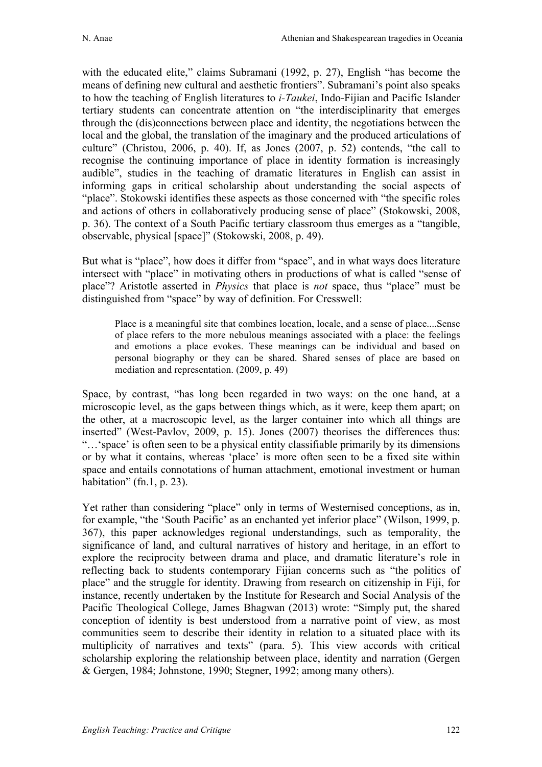with the educated elite," claims Subramani (1992, p. 27), English "has become the means of defining new cultural and aesthetic frontiers". Subramani's point also speaks to how the teaching of English literatures to *i-Taukei*, Indo-Fijian and Pacific Islander tertiary students can concentrate attention on "the interdisciplinarity that emerges through the (dis)connections between place and identity, the negotiations between the local and the global, the translation of the imaginary and the produced articulations of culture" (Christou, 2006, p. 40). If, as Jones (2007, p. 52) contends, "the call to recognise the continuing importance of place in identity formation is increasingly audible", studies in the teaching of dramatic literatures in English can assist in informing gaps in critical scholarship about understanding the social aspects of "place". Stokowski identifies these aspects as those concerned with "the specific roles and actions of others in collaboratively producing sense of place" (Stokowski, 2008, p. 36). The context of a South Pacific tertiary classroom thus emerges as a "tangible, observable, physical [space]" (Stokowski, 2008, p. 49).

But what is "place", how does it differ from "space", and in what ways does literature intersect with "place" in motivating others in productions of what is called "sense of place"? Aristotle asserted in *Physics* that place is *not* space, thus "place" must be distinguished from "space" by way of definition. For Cresswell:

> Place is a meaningful site that combines location, locale, and a sense of place....Sense of place refers to the more nebulous meanings associated with a place: the feelings and emotions a place evokes. These meanings can be individual and based on personal biography or they can be shared. Shared senses of place are based on mediation and representation. (2009, p. 49)

Space, by contrast, "has long been regarded in two ways: on the one hand, at a microscopic level, as the gaps between things which, as it were, keep them apart; on the other, at a macroscopic level, as the larger container into which all things are inserted" (West-Pavlov, 2009, p. 15). Jones (2007) theorises the differences thus: "…'space' is often seen to be a physical entity classifiable primarily by its dimensions or by what it contains, whereas 'place' is more often seen to be a fixed site within space and entails connotations of human attachment, emotional investment or human habitation" (fn.1, p. 23).

Yet rather than considering "place" only in terms of Westernised conceptions, as in, for example, "the 'South Pacific' as an enchanted yet inferior place" (Wilson, 1999, p. 367), this paper acknowledges regional understandings, such as temporality, the significance of land, and cultural narratives of history and heritage, in an effort to explore the reciprocity between drama and place, and dramatic literature's role in reflecting back to students contemporary Fijian concerns such as "the politics of place" and the struggle for identity. Drawing from research on citizenship in Fiji, for instance, recently undertaken by the Institute for Research and Social Analysis of the Pacific Theological College, James Bhagwan (2013) wrote: "Simply put, the shared conception of identity is best understood from a narrative point of view, as most communities seem to describe their identity in relation to a situated place with its multiplicity of narratives and texts" (para. 5). This view accords with critical scholarship exploring the relationship between place, identity and narration (Gergen & Gergen, 1984; Johnstone, 1990; Stegner, 1992; among many others).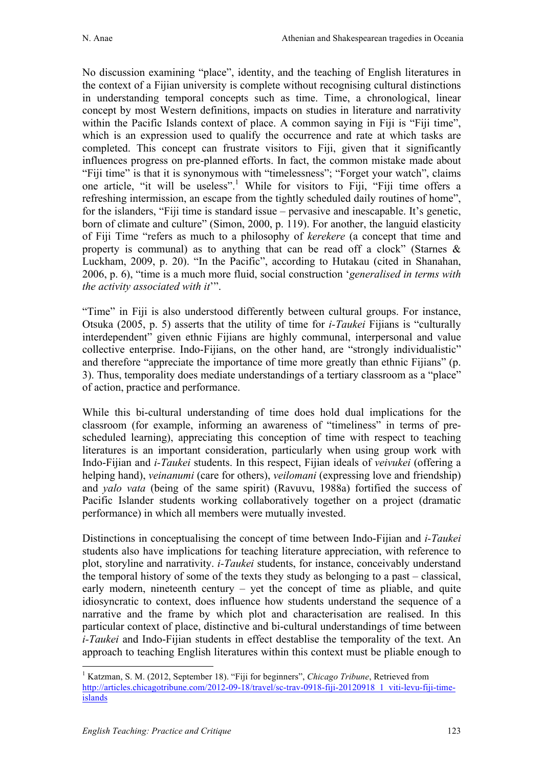No discussion examining "place", identity, and the teaching of English literatures in the context of a Fijian university is complete without recognising cultural distinctions in understanding temporal concepts such as time. Time, a chronological, linear concept by most Western definitions, impacts on studies in literature and narrativity within the Pacific Islands context of place. A common saying in Fiji is "Fiji time", which is an expression used to qualify the occurrence and rate at which tasks are completed. This concept can frustrate visitors to Fiji, given that it significantly influences progress on pre-planned efforts. In fact, the common mistake made about "Fiji time" is that it is synonymous with "timelessness"; "Forget your watch", claims one article, "it will be useless".[1] While for visitors to Fiji, "Fiji time offers a refreshing intermission, an escape from the tightly scheduled daily routines of home", for the islanders, "Fiji time is standard issue – pervasive and inescapable. It's genetic, born of climate and culture" (Simon, 2000, p. 119). For another, the languid elasticity of Fiji Time "refers as much to a philosophy of *kerekere* (a concept that time and property is communal) as to anything that can be read off a clock" (Starnes & Luckham, 2009, p. 20). "In the Pacific", according to Hutakau (cited in Shanahan, 2006, p. 6), "time is a much more fluid, social construction '*generalised in terms with the activity associated with it*'".

"Time" in Fiji is also understood differently between cultural groups. For instance, Otsuka (2005, p. 5) asserts that the utility of time for *i-Taukei* Fijians is "culturally interdependent" given ethnic Fijians are highly communal, interpersonal and value collective enterprise. Indo-Fijians, on the other hand, are "strongly individualistic" and therefore "appreciate the importance of time more greatly than ethnic Fijians" (p. 3). Thus, temporality does mediate understandings of a tertiary classroom as a "place" of action, practice and performance.

While this bi-cultural understanding of time does hold dual implications for the classroom (for example, informing an awareness of "timeliness" in terms of pre-scheduled learning), appreciating this conception of time with respect to teaching literatures is an important consideration, particularly when using group work with Indo-Fijian and *i-Taukei* students. In this respect, Fijian ideals of *veivukei* (offering a helping hand), *veinanumi* (care for others), *veilomani* (expressing love and friendship) and *yalo vata* (being of the same spirit) (Ravuvu, 1988a) fortified the success of Pacific Islander students working collaboratively together on a project (dramatic performance) in which all members were mutually invested.

Distinctions in conceptualising the concept of time between Indo-Fijian and *i-Taukei* students also have implications for teaching literature appreciation, with reference to plot, storyline and narrativity. *i-Taukei* students, for instance, conceivably understand the temporal history of some of the texts they study as belonging to a past – classical, early modern, nineteenth century – yet the concept of time as pliable, and quite idiosyncratic to context, does influence how students understand the sequence of a narrative and the frame by which plot and characterisation are realised. In this particular context of place, distinctive and bi-cultural understandings of time between *i-Taukei* and Indo-Fijian students in effect destablise the temporality of the text. An approach to teaching English literatures within this context must be pliable enough to

---

[1] Katzman, S. M. (2012, September 18). "Fiji for beginners", *Chicago Tribune*, Retrieved from http://articles.chicagotribune.com/2012-09-18/travel/sc-trav-0918-fiji-20120918_1_viti-levu-fiji-time-islands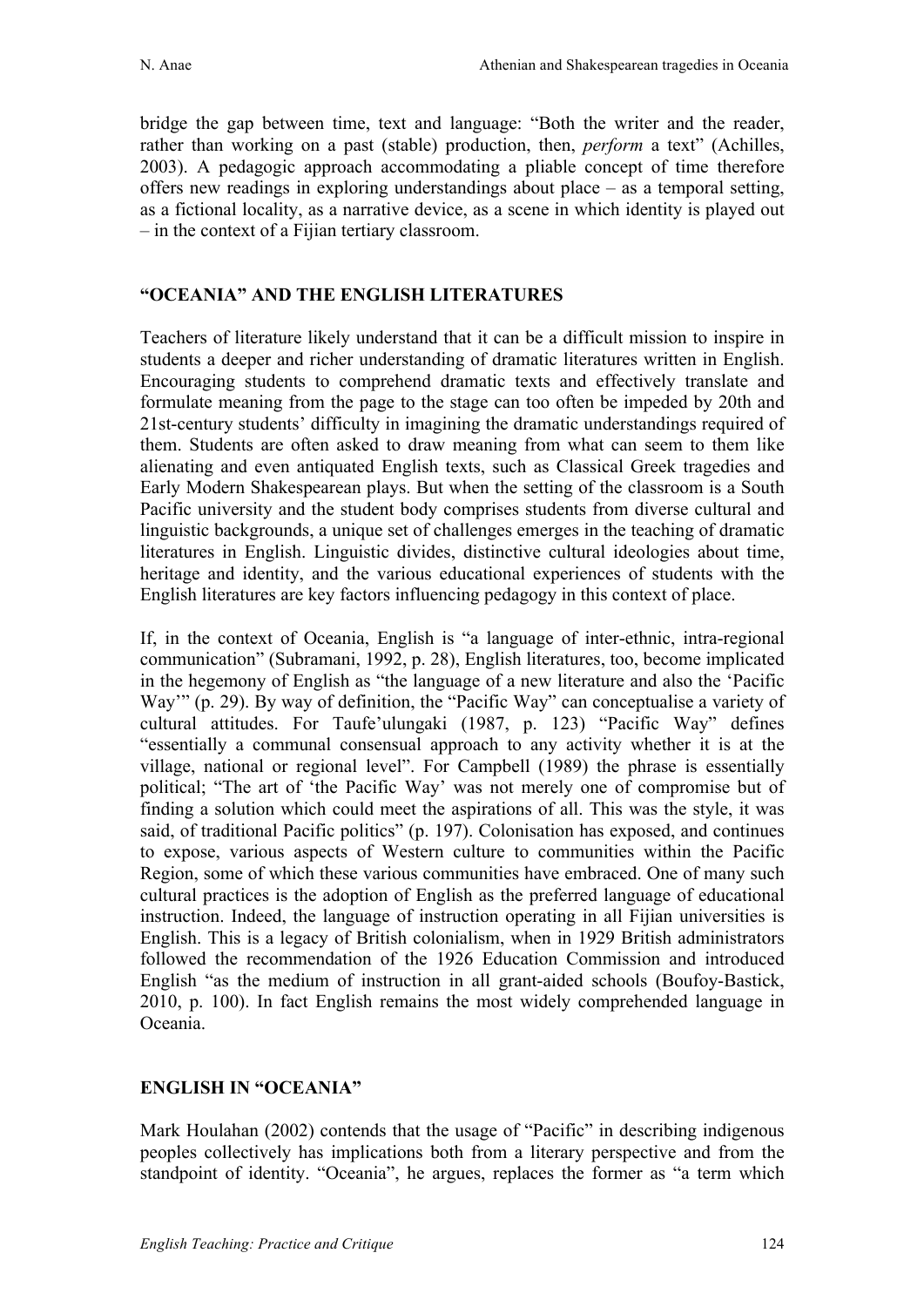bridge the gap between time, text and language: "Both the writer and the reader, rather than working on a past (stable) production, then, *perform* a text" (Achilles, 2003). A pedagogic approach accommodating a pliable concept of time therefore offers new readings in exploring understandings about place – as a temporal setting, as a fictional locality, as a narrative device, as a scene in which identity is played out – in the context of a Fijian tertiary classroom.

## "OCEANIA" AND THE ENGLISH LITERATURES

Teachers of literature likely understand that it can be a difficult mission to inspire in students a deeper and richer understanding of dramatic literatures written in English. Encouraging students to comprehend dramatic texts and effectively translate and formulate meaning from the page to the stage can too often be impeded by 20th and 21st-century students' difficulty in imagining the dramatic understandings required of them. Students are often asked to draw meaning from what can seem to them like alienating and even antiquated English texts, such as Classical Greek tragedies and Early Modern Shakespearean plays. But when the setting of the classroom is a South Pacific university and the student body comprises students from diverse cultural and linguistic backgrounds, a unique set of challenges emerges in the teaching of dramatic literatures in English. Linguistic divides, distinctive cultural ideologies about time, heritage and identity, and the various educational experiences of students with the English literatures are key factors influencing pedagogy in this context of place.

If, in the context of Oceania, English is "a language of inter-ethnic, intra-regional communication" (Subramani, 1992, p. 28), English literatures, too, become implicated in the hegemony of English as "the language of a new literature and also the 'Pacific Way'" (p. 29). By way of definition, the "Pacific Way" can conceptualise a variety of cultural attitudes. For Taufe'ulungaki (1987, p. 123) "Pacific Way" defines "essentially a communal consensual approach to any activity whether it is at the village, national or regional level". For Campbell (1989) the phrase is essentially political; "The art of 'the Pacific Way' was not merely one of compromise but of finding a solution which could meet the aspirations of all. This was the style, it was said, of traditional Pacific politics" (p. 197). Colonisation has exposed, and continues to expose, various aspects of Western culture to communities within the Pacific Region, some of which these various communities have embraced. One of many such cultural practices is the adoption of English as the preferred language of educational instruction. Indeed, the language of instruction operating in all Fijian universities is English. This is a legacy of British colonialism, when in 1929 British administrators followed the recommendation of the 1926 Education Commission and introduced English "as the medium of instruction in all grant-aided schools (Boufoy-Bastick, 2010, p. 100). In fact English remains the most widely comprehended language in Oceania.

## ENGLISH IN "OCEANIA"

Mark Houlahan (2002) contends that the usage of "Pacific" in describing indigenous peoples collectively has implications both from a literary perspective and from the standpoint of identity. "Oceania", he argues, replaces the former as "a term which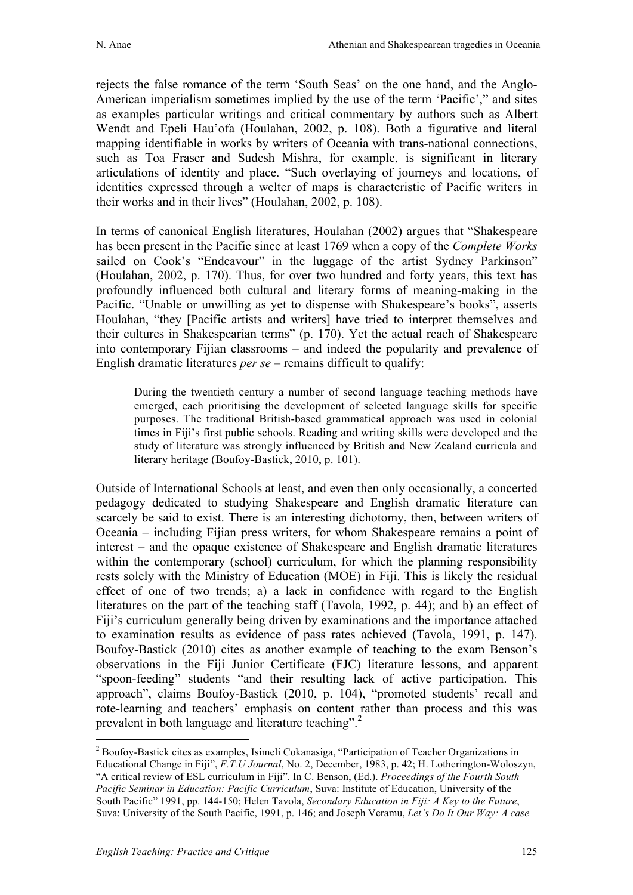rejects the false romance of the term 'South Seas' on the one hand, and the Anglo-American imperialism sometimes implied by the use of the term 'Pacific'," and sites as examples particular writings and critical commentary by authors such as Albert Wendt and Epeli Hau'ofa (Houlahan, 2002, p. 108). Both a figurative and literal mapping identifiable in works by writers of Oceania with trans-national connections, such as Toa Fraser and Sudesh Mishra, for example, is significant in literary articulations of identity and place. "Such overlaying of journeys and locations, of identities expressed through a welter of maps is characteristic of Pacific writers in their works and in their lives" (Houlahan, 2002, p. 108).

In terms of canonical English literatures, Houlahan (2002) argues that "Shakespeare has been present in the Pacific since at least 1769 when a copy of the *Complete Works* sailed on Cook's "Endeavour" in the luggage of the artist Sydney Parkinson" (Houlahan, 2002, p. 170). Thus, for over two hundred and forty years, this text has profoundly influenced both cultural and literary forms of meaning-making in the Pacific. "Unable or unwilling as yet to dispense with Shakespeare's books", asserts Houlahan, "they [Pacific artists and writers] have tried to interpret themselves and their cultures in Shakespearian terms" (p. 170). Yet the actual reach of Shakespeare into contemporary Fijian classrooms – and indeed the popularity and prevalence of English dramatic literatures *per se* – remains difficult to qualify:

> During the twentieth century a number of second language teaching methods have emerged, each prioritising the development of selected language skills for specific purposes. The traditional British-based grammatical approach was used in colonial times in Fiji's first public schools. Reading and writing skills were developed and the study of literature was strongly influenced by British and New Zealand curricula and literary heritage (Boufoy-Bastick, 2010, p. 101).

Outside of International Schools at least, and even then only occasionally, a concerted pedagogy dedicated to studying Shakespeare and English dramatic literature can scarcely be said to exist. There is an interesting dichotomy, then, between writers of Oceania – including Fijian press writers, for whom Shakespeare remains a point of interest – and the opaque existence of Shakespeare and English dramatic literatures within the contemporary (school) curriculum, for which the planning responsibility rests solely with the Ministry of Education (MOE) in Fiji. This is likely the residual effect of one of two trends; a) a lack in confidence with regard to the English literatures on the part of the teaching staff (Tavola, 1992, p. 44); and b) an effect of Fiji's curriculum generally being driven by examinations and the importance attached to examination results as evidence of pass rates achieved (Tavola, 1991, p. 147). Boufoy-Bastick (2010) cites as another example of teaching to the exam Benson's observations in the Fiji Junior Certificate (FJC) literature lessons, and apparent "spoon-feeding" students "and their resulting lack of active participation. This approach", claims Boufoy-Bastick (2010, p. 104), "promoted students' recall and rote-learning and teachers' emphasis on content rather than process and this was prevalent in both language and literature teaching".[2]

---

[2] Boufoy-Bastick cites as examples, Isimeli Cokanasiga, "Participation of Teacher Organizations in Educational Change in Fiji", *F.T.U Journal*, No. 2, December, 1983, p. 42; H. Lotherington-Woloszyn, "A critical review of ESL curriculum in Fiji". In C. Benson, (Ed.). *Proceedings of the Fourth South Pacific Seminar in Education: Pacific Curriculum*, Suva: Institute of Education, University of the South Pacific" 1991, pp. 144-150; Helen Tavola, *Secondary Education in Fiji: A Key to the Future*, Suva: University of the South Pacific, 1991, p. 146; and Joseph Veramu, *Let's Do It Our Way: A case*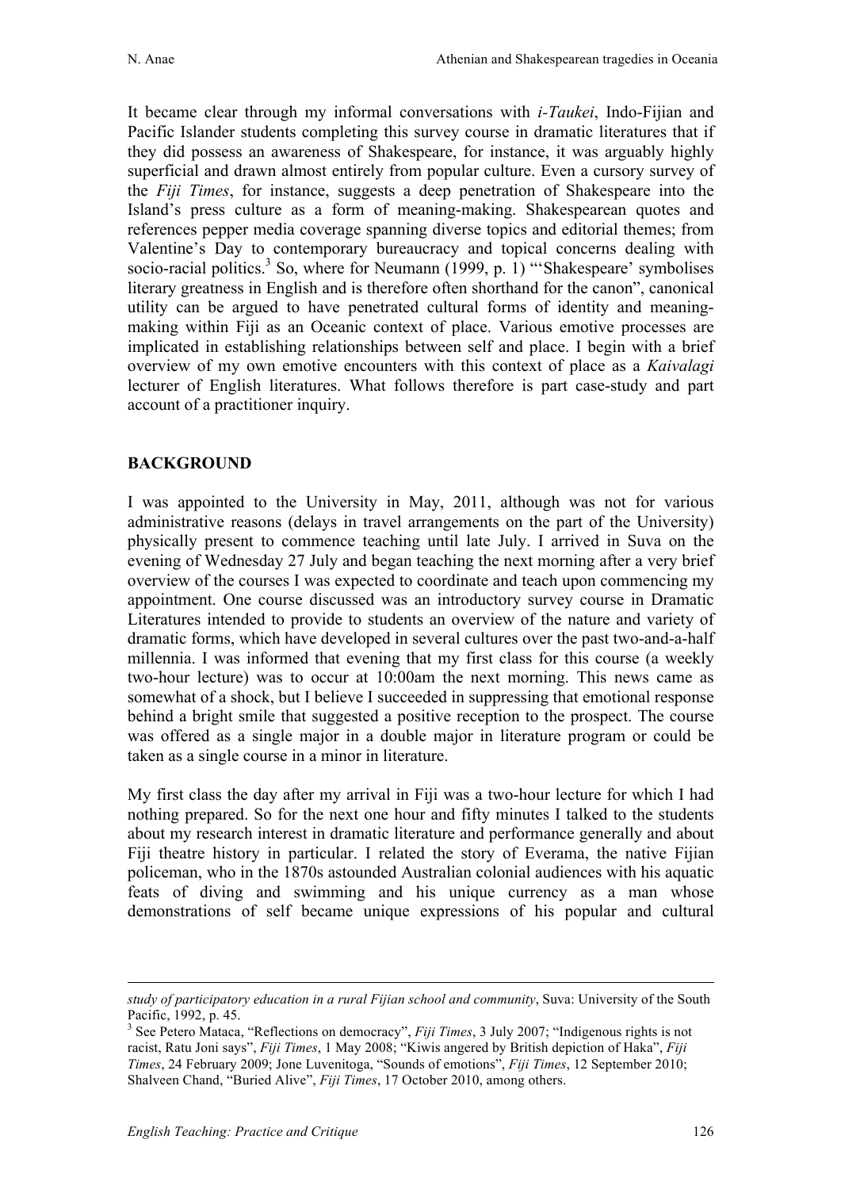It became clear through my informal conversations with *i-Taukei*, Indo-Fijian and Pacific Islander students completing this survey course in dramatic literatures that if they did possess an awareness of Shakespeare, for instance, it was arguably highly superficial and drawn almost entirely from popular culture. Even a cursory survey of the *Fiji Times*, for instance, suggests a deep penetration of Shakespeare into the Island's press culture as a form of meaning-making. Shakespearean quotes and references pepper media coverage spanning diverse topics and editorial themes; from Valentine's Day to contemporary bureaucracy and topical concerns dealing with socio-racial politics.[3] So, where for Neumann (1999, p. 1) "'Shakespeare' symbolises literary greatness in English and is therefore often shorthand for the canon", canonical utility can be argued to have penetrated cultural forms of identity and meaning-making within Fiji as an Oceanic context of place. Various emotive processes are implicated in establishing relationships between self and place. I begin with a brief overview of my own emotive encounters with this context of place as a *Kaivalagi* lecturer of English literatures. What follows therefore is part case-study and part account of a practitioner inquiry.

## BACKGROUND

I was appointed to the University in May, 2011, although was not for various administrative reasons (delays in travel arrangements on the part of the University) physically present to commence teaching until late July. I arrived in Suva on the evening of Wednesday 27 July and began teaching the next morning after a very brief overview of the courses I was expected to coordinate and teach upon commencing my appointment. One course discussed was an introductory survey course in Dramatic Literatures intended to provide to students an overview of the nature and variety of dramatic forms, which have developed in several cultures over the past two-and-a-half millennia. I was informed that evening that my first class for this course (a weekly two-hour lecture) was to occur at 10:00am the next morning. This news came as somewhat of a shock, but I believe I succeeded in suppressing that emotional response behind a bright smile that suggested a positive reception to the prospect. The course was offered as a single major in a double major in literature program or could be taken as a single course in a minor in literature.

My first class the day after my arrival in Fiji was a two-hour lecture for which I had nothing prepared. So for the next one hour and fifty minutes I talked to the students about my research interest in dramatic literature and performance generally and about Fiji theatre history in particular. I related the story of Everama, the native Fijian policeman, who in the 1870s astounded Australian colonial audiences with his aquatic feats of diving and swimming and his unique currency as a man whose demonstrations of self became unique expressions of his popular and cultural

---

*study of participatory education in a rural Fijian school and community*, Suva: University of the South Pacific, 1992, p. 45.

[3] See Petero Mataca, "Reflections on democracy", *Fiji Times*, 3 July 2007; "Indigenous rights is not racist, Ratu Joni says", *Fiji Times*, 1 May 2008; "Kiwis angered by British depiction of Haka", *Fiji Times*, 24 February 2009; Jone Luvenitoga, "Sounds of emotions", *Fiji Times*, 12 September 2010; Shalveen Chand, "Buried Alive", *Fiji Times*, 17 October 2010, among others.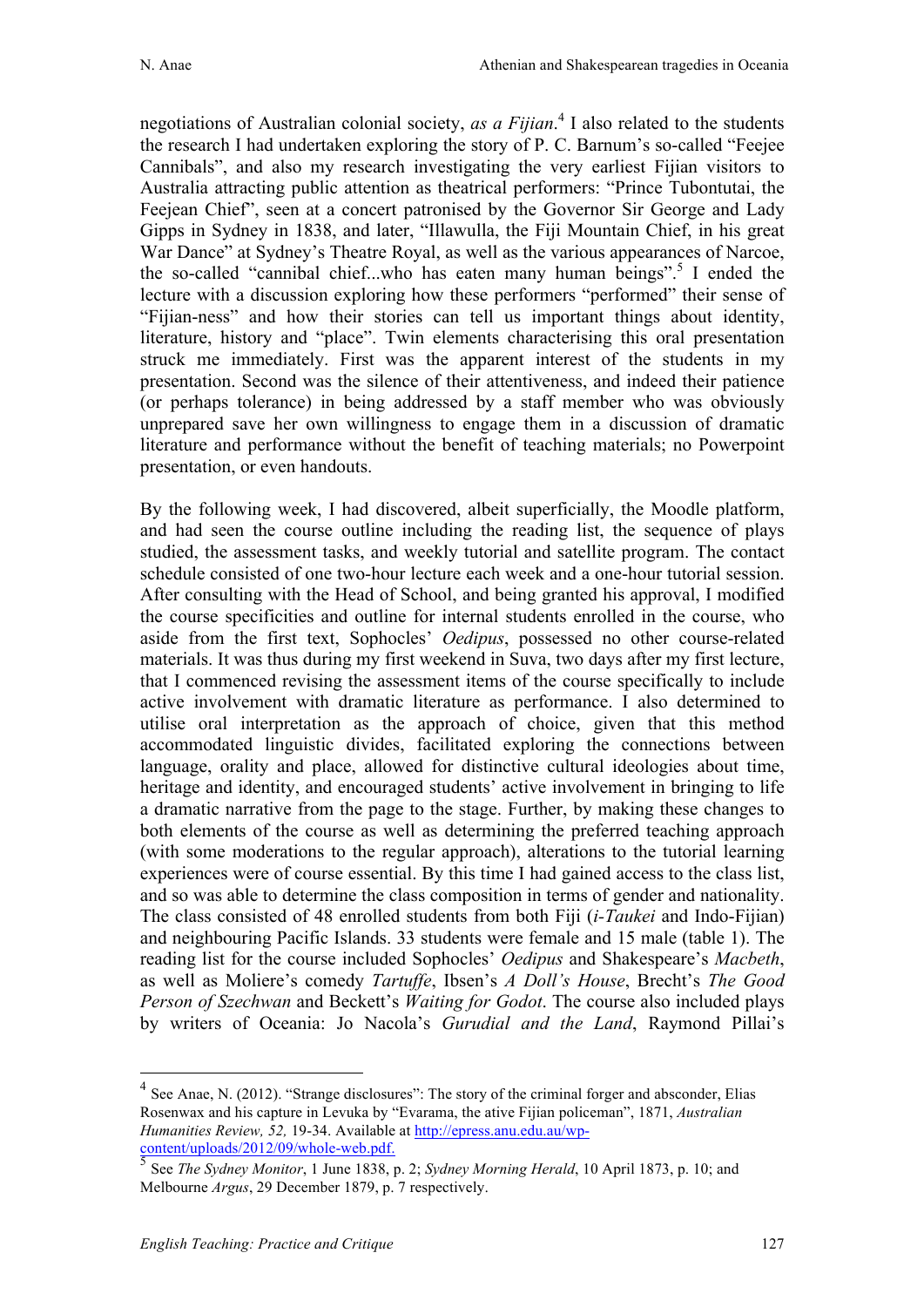negotiations of Australian colonial society, *as a Fijian*.[4] I also related to the students the research I had undertaken exploring the story of P. C. Barnum's so-called "Feejee Cannibals", and also my research investigating the very earliest Fijian visitors to Australia attracting public attention as theatrical performers: "Prince Tubontutai, the Feejean Chief", seen at a concert patronised by the Governor Sir George and Lady Gipps in Sydney in 1838, and later, "Illawulla, the Fiji Mountain Chief, in his great War Dance" at Sydney's Theatre Royal, as well as the various appearances of Narcoe, the so-called "cannibal chief...who has eaten many human beings".[5] I ended the lecture with a discussion exploring how these performers "performed" their sense of "Fijian-ness" and how their stories can tell us important things about identity, literature, history and "place". Twin elements characterising this oral presentation struck me immediately. First was the apparent interest of the students in my presentation. Second was the silence of their attentiveness, and indeed their patience (or perhaps tolerance) in being addressed by a staff member who was obviously unprepared save her own willingness to engage them in a discussion of dramatic literature and performance without the benefit of teaching materials; no Powerpoint presentation, or even handouts.

By the following week, I had discovered, albeit superficially, the Moodle platform, and had seen the course outline including the reading list, the sequence of plays studied, the assessment tasks, and weekly tutorial and satellite program. The contact schedule consisted of one two-hour lecture each week and a one-hour tutorial session. After consulting with the Head of School, and being granted his approval, I modified the course specificities and outline for internal students enrolled in the course, who aside from the first text, Sophocles' *Oedipus*, possessed no other course-related materials. It was thus during my first weekend in Suva, two days after my first lecture, that I commenced revising the assessment items of the course specifically to include active involvement with dramatic literature as performance. I also determined to utilise oral interpretation as the approach of choice, given that this method accommodated linguistic divides, facilitated exploring the connections between language, orality and place, allowed for distinctive cultural ideologies about time, heritage and identity, and encouraged students' active involvement in bringing to life a dramatic narrative from the page to the stage. Further, by making these changes to both elements of the course as well as determining the preferred teaching approach (with some moderations to the regular approach), alterations to the tutorial learning experiences were of course essential. By this time I had gained access to the class list, and so was able to determine the class composition in terms of gender and nationality. The class consisted of 48 enrolled students from both Fiji (*i-Taukei* and Indo-Fijian) and neighbouring Pacific Islands. 33 students were female and 15 male (table 1). The reading list for the course included Sophocles' *Oedipus* and Shakespeare's *Macbeth*, as well as Moliere's comedy *Tartuffe*, Ibsen's *A Doll's House*, Brecht's *The Good Person of Szechwan* and Beckett's *Waiting for Godot*. The course also included plays by writers of Oceania: Jo Nacola's *Gurudial and the Land*, Raymond Pillai's

---

[4] See Anae, N. (2012). "Strange disclosures": The story of the criminal forger and absconder, Elias Rosenwax and his capture in Levuka by "Evarama, the ative Fijian policeman", 1871, *Australian Humanities Review, 52,* 19-34. Available at http://epress.anu.edu.au/wp-content/uploads/2012/09/whole-web.pdf.

[5] See *The Sydney Monitor*, 1 June 1838, p. 2; *Sydney Morning Herald*, 10 April 1873, p. 10; and Melbourne *Argus*, 29 December 1879, p. 7 respectively.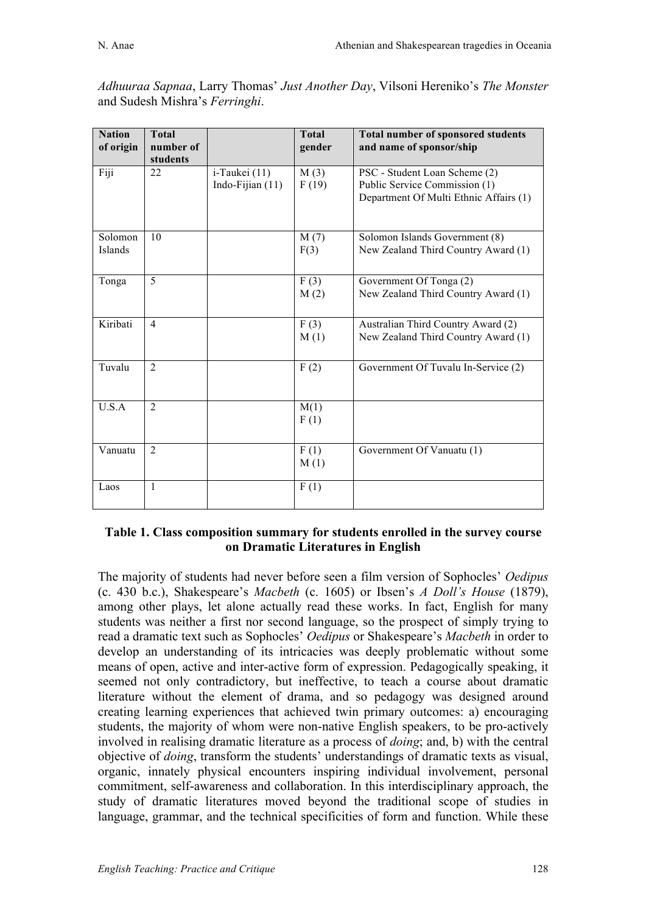*Adhuuraa Sapnaa*, Larry Thomas' *Just Another Day*, Vilsoni Hereniko's *The Monster* and Sudesh Mishra's *Ferringhi*.

| Nation of origin | Total number of students | | Total gender | Total number of sponsored students and name of sponsor/ship |
|---|---|---|---|---|
| Fiji | 22 | i-Taukei (11)<br>Indo-Fijian (11) | M (3)<br>F (19) | PSC - Student Loan Scheme (2)<br>Public Service Commission (1)<br>Department Of Multi Ethnic Affairs (1) |
| Solomon Islands | 10 | | M (7)<br>F(3) | Solomon Islands Government (8)<br>New Zealand Third Country Award (1) |
| Tonga | 5 | | F (3)<br>M (2) | Government Of Tonga (2)<br>New Zealand Third Country Award (1) |
| Kiribati | 4 | | F (3)<br>M (1) | Australian Third Country Award (2)<br>New Zealand Third Country Award (1) |
| Tuvalu | 2 | | F (2) | Government Of Tuvalu In-Service (2) |
| U.S.A | 2 | | M(1)<br>F (1) | |
| Vanuatu | 2 | | F (1)<br>M (1) | Government Of Vanuatu (1) |
| Laos | 1 | | F (1) | |

**Table 1. Class composition summary for students enrolled in the survey course on Dramatic Literatures in English**

The majority of students had never before seen a film version of Sophocles' *Oedipus* (c. 430 b.c.), Shakespeare's *Macbeth* (c. 1605) or Ibsen's *A Doll's House* (1879), among other plays, let alone actually read these works. In fact, English for many students was neither a first nor second language, so the prospect of simply trying to read a dramatic text such as Sophocles' *Oedipus* or Shakespeare's *Macbeth* in order to develop an understanding of its intricacies was deeply problematic without some means of open, active and inter-active form of expression. Pedagogically speaking, it seemed not only contradictory, but ineffective, to teach a course about dramatic literature without the element of drama, and so pedagogy was designed around creating learning experiences that achieved twin primary outcomes: a) encouraging students, the majority of whom were non-native English speakers, to be pro-actively involved in realising dramatic literature as a process of *doing*; and, b) with the central objective of *doing*, transform the students' understandings of dramatic texts as visual, organic, innately physical encounters inspiring individual involvement, personal commitment, self-awareness and collaboration. In this interdisciplinary approach, the study of dramatic literatures moved beyond the traditional scope of studies in language, grammar, and the technical specificities of form and function. While these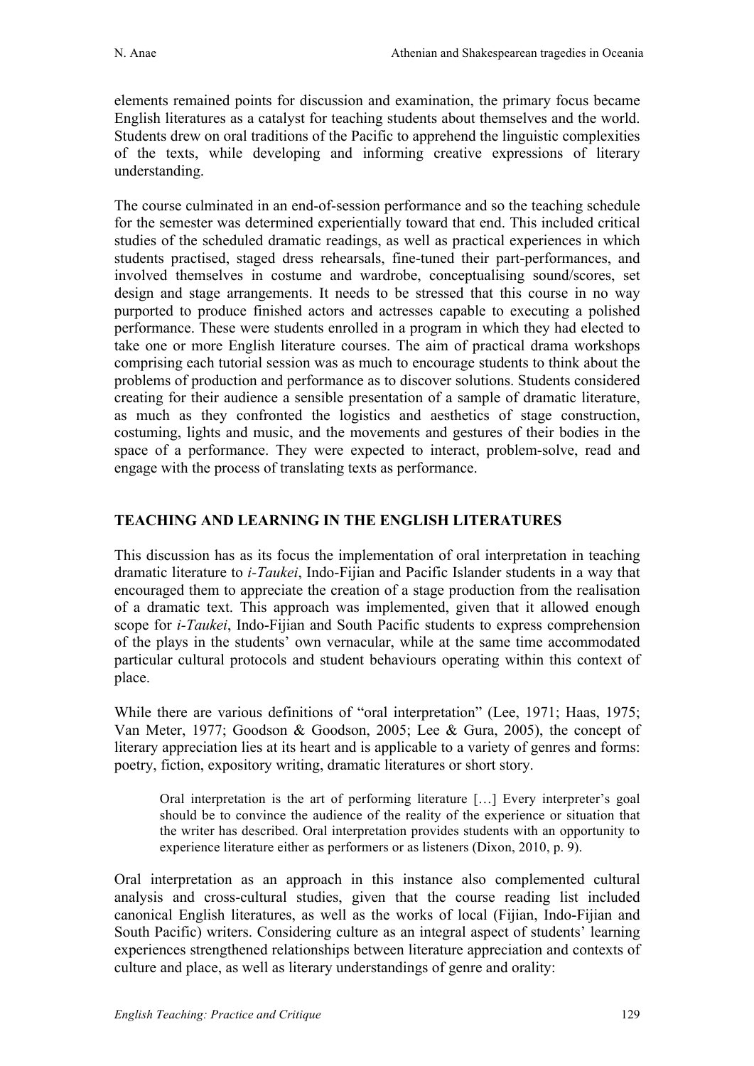elements remained points for discussion and examination, the primary focus became English literatures as a catalyst for teaching students about themselves and the world. Students drew on oral traditions of the Pacific to apprehend the linguistic complexities of the texts, while developing and informing creative expressions of literary understanding.

The course culminated in an end-of-session performance and so the teaching schedule for the semester was determined experientially toward that end. This included critical studies of the scheduled dramatic readings, as well as practical experiences in which students practised, staged dress rehearsals, fine-tuned their part-performances, and involved themselves in costume and wardrobe, conceptualising sound/scores, set design and stage arrangements. It needs to be stressed that this course in no way purported to produce finished actors and actresses capable to executing a polished performance. These were students enrolled in a program in which they had elected to take one or more English literature courses. The aim of practical drama workshops comprising each tutorial session was as much to encourage students to think about the problems of production and performance as to discover solutions. Students considered creating for their audience a sensible presentation of a sample of dramatic literature, as much as they confronted the logistics and aesthetics of stage construction, costuming, lights and music, and the movements and gestures of their bodies in the space of a performance. They were expected to interact, problem-solve, read and engage with the process of translating texts as performance.

## TEACHING AND LEARNING IN THE ENGLISH LITERATURES

This discussion has as its focus the implementation of oral interpretation in teaching dramatic literature to *i-Taukei*, Indo-Fijian and Pacific Islander students in a way that encouraged them to appreciate the creation of a stage production from the realisation of a dramatic text. This approach was implemented, given that it allowed enough scope for *i-Taukei*, Indo-Fijian and South Pacific students to express comprehension of the plays in the students' own vernacular, while at the same time accommodated particular cultural protocols and student behaviours operating within this context of place.

While there are various definitions of "oral interpretation" (Lee, 1971; Haas, 1975; Van Meter, 1977; Goodson & Goodson, 2005; Lee & Gura, 2005), the concept of literary appreciation lies at its heart and is applicable to a variety of genres and forms: poetry, fiction, expository writing, dramatic literatures or short story.

> Oral interpretation is the art of performing literature […] Every interpreter's goal should be to convince the audience of the reality of the experience or situation that the writer has described. Oral interpretation provides students with an opportunity to experience literature either as performers or as listeners (Dixon, 2010, p. 9).

Oral interpretation as an approach in this instance also complemented cultural analysis and cross-cultural studies, given that the course reading list included canonical English literatures, as well as the works of local (Fijian, Indo-Fijian and South Pacific) writers. Considering culture as an integral aspect of students' learning experiences strengthened relationships between literature appreciation and contexts of culture and place, as well as literary understandings of genre and orality: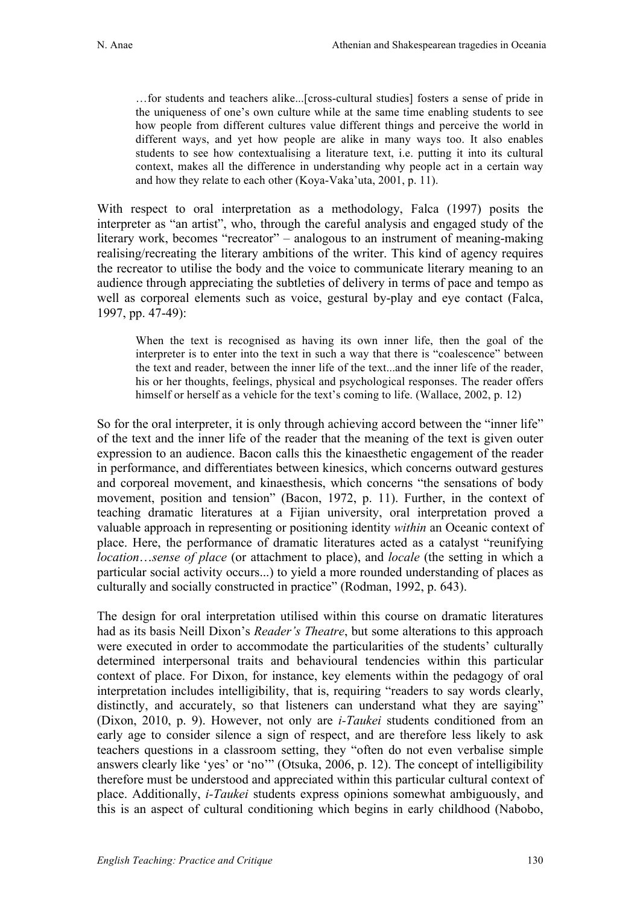> …for students and teachers alike...[cross-cultural studies] fosters a sense of pride in the uniqueness of one's own culture while at the same time enabling students to see how people from different cultures value different things and perceive the world in different ways, and yet how people are alike in many ways too. It also enables students to see how contextualising a literature text, i.e. putting it into its cultural context, makes all the difference in understanding why people act in a certain way and how they relate to each other (Koya-Vaka'uta, 2001, p. 11).

With respect to oral interpretation as a methodology, Falca (1997) posits the interpreter as "an artist", who, through the careful analysis and engaged study of the literary work, becomes "recreator" – analogous to an instrument of meaning-making realising/recreating the literary ambitions of the writer. This kind of agency requires the recreator to utilise the body and the voice to communicate literary meaning to an audience through appreciating the subtleties of delivery in terms of pace and tempo as well as corporeal elements such as voice, gestural by-play and eye contact (Falca, 1997, pp. 47-49):

> When the text is recognised as having its own inner life, then the goal of the interpreter is to enter into the text in such a way that there is "coalescence" between the text and reader, between the inner life of the text...and the inner life of the reader, his or her thoughts, feelings, physical and psychological responses. The reader offers himself or herself as a vehicle for the text's coming to life. (Wallace, 2002, p. 12)

So for the oral interpreter, it is only through achieving accord between the "inner life" of the text and the inner life of the reader that the meaning of the text is given outer expression to an audience. Bacon calls this the kinaesthetic engagement of the reader in performance, and differentiates between kinesics, which concerns outward gestures and corporeal movement, and kinaesthesis, which concerns "the sensations of body movement, position and tension" (Bacon, 1972, p. 11). Further, in the context of teaching dramatic literatures at a Fijian university, oral interpretation proved a valuable approach in representing or positioning identity *within* an Oceanic context of place. Here, the performance of dramatic literatures acted as a catalyst "reunifying *location*…*sense of place* (or attachment to place), and *locale* (the setting in which a particular social activity occurs...) to yield a more rounded understanding of places as culturally and socially constructed in practice" (Rodman, 1992, p. 643).

The design for oral interpretation utilised within this course on dramatic literatures had as its basis Neill Dixon's *Reader's Theatre*, but some alterations to this approach were executed in order to accommodate the particularities of the students' culturally determined interpersonal traits and behavioural tendencies within this particular context of place. For Dixon, for instance, key elements within the pedagogy of oral interpretation includes intelligibility, that is, requiring "readers to say words clearly, distinctly, and accurately, so that listeners can understand what they are saying" (Dixon, 2010, p. 9). However, not only are *i-Taukei* students conditioned from an early age to consider silence a sign of respect, and are therefore less likely to ask teachers questions in a classroom setting, they "often do not even verbalise simple answers clearly like 'yes' or 'no'" (Otsuka, 2006, p. 12). The concept of intelligibility therefore must be understood and appreciated within this particular cultural context of place. Additionally, *i-Taukei* students express opinions somewhat ambiguously, and this is an aspect of cultural conditioning which begins in early childhood (Nabobo,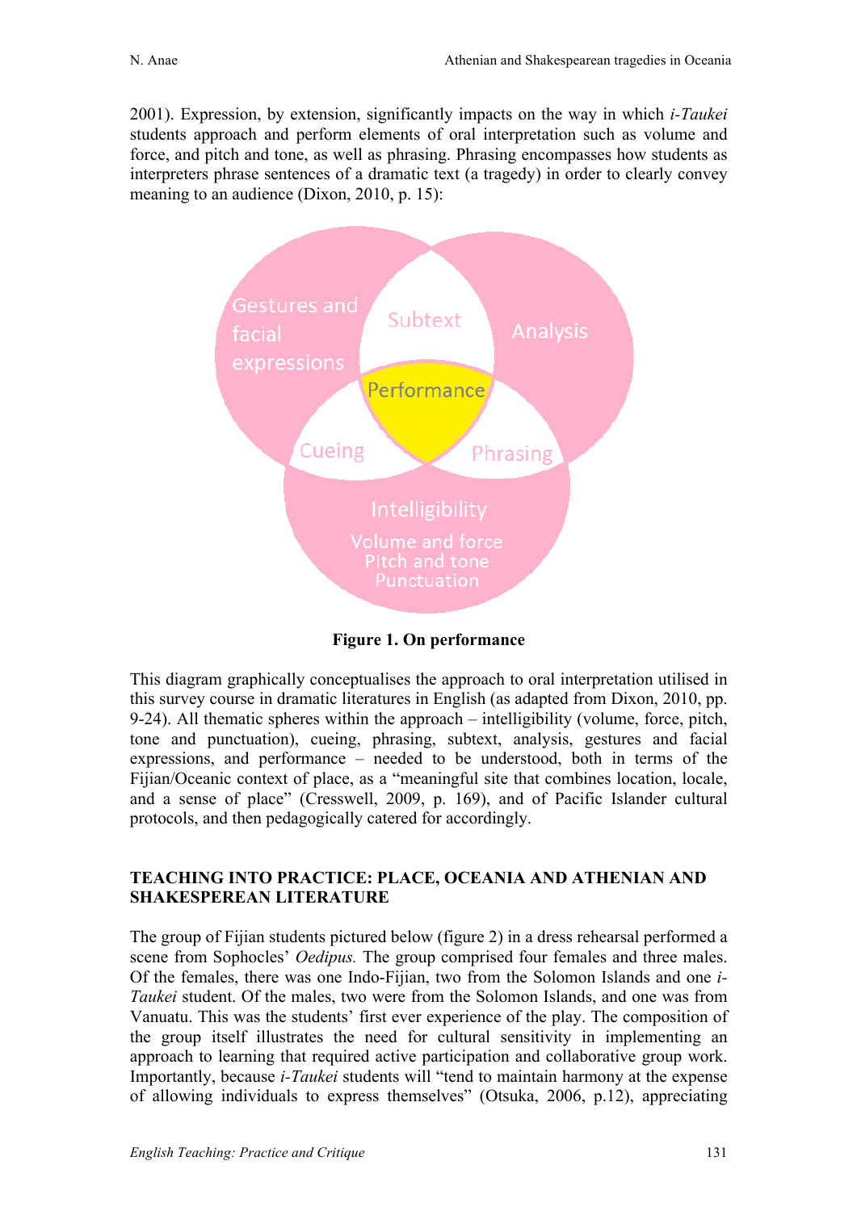2001). Expression, by extension, significantly impacts on the way in which *i-Taukei* students approach and perform elements of oral interpretation such as volume and force, and pitch and tone, as well as phrasing. Phrasing encompasses how students as interpreters phrase sentences of a dramatic text (a tragedy) in order to clearly convey meaning to an audience (Dixon, 2010, p. 15):

**Figure 1. On performance**

This diagram graphically conceptualises the approach to oral interpretation utilised in this survey course in dramatic literatures in English (as adapted from Dixon, 2010, pp. 9-24). All thematic spheres within the approach – intelligibility (volume, force, pitch, tone and punctuation), cueing, phrasing, subtext, analysis, gestures and facial expressions, and performance – needed to be understood, both in terms of the Fijian/Oceanic context of place, as a "meaningful site that combines location, locale, and a sense of place" (Cresswell, 2009, p. 169), and of Pacific Islander cultural protocols, and then pedagogically catered for accordingly.

## TEACHING INTO PRACTICE: PLACE, OCEANIA AND ATHENIAN AND SHAKESPEREAN LITERATURE

The group of Fijian students pictured below (figure 2) in a dress rehearsal performed a scene from Sophocles' *Oedipus.* The group comprised four females and three males. Of the females, there was one Indo-Fijian, two from the Solomon Islands and one *i-Taukei* student. Of the males, two were from the Solomon Islands, and one was from Vanuatu. This was the students' first ever experience of the play. The composition of the group itself illustrates the need for cultural sensitivity in implementing an approach to learning that required active participation and collaborative group work. Importantly, because *i-Taukei* students will "tend to maintain harmony at the expense of allowing individuals to express themselves" (Otsuka, 2006, p.12), appreciating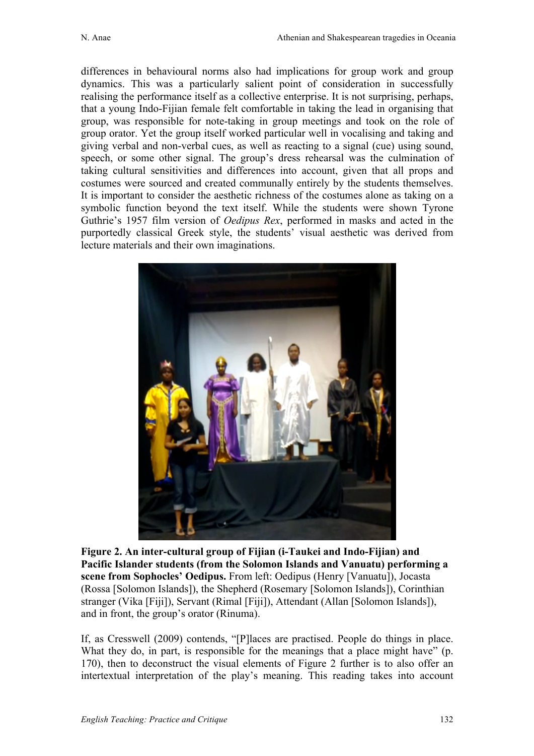differences in behavioural norms also had implications for group work and group dynamics. This was a particularly salient point of consideration in successfully realising the performance itself as a collective enterprise. It is not surprising, perhaps, that a young Indo-Fijian female felt comfortable in taking the lead in organising that group, was responsible for note-taking in group meetings and took on the role of group orator. Yet the group itself worked particular well in vocalising and taking and giving verbal and non-verbal cues, as well as reacting to a signal (cue) using sound, speech, or some other signal. The group's dress rehearsal was the culmination of taking cultural sensitivities and differences into account, given that all props and costumes were sourced and created communally entirely by the students themselves. It is important to consider the aesthetic richness of the costumes alone as taking on a symbolic function beyond the text itself. While the students were shown Tyrone Guthrie's 1957 film version of *Oedipus Rex*, performed in masks and acted in the purportedly classical Greek style, the students' visual aesthetic was derived from lecture materials and their own imaginations.

**Figure 2. An inter-cultural group of Fijian (i-Taukei and Indo-Fijian) and Pacific Islander students (from the Solomon Islands and Vanuatu) performing a scene from Sophocles' Oedipus.** From left: Oedipus (Henry [Vanuatu]), Jocasta (Rossa [Solomon Islands]), the Shepherd (Rosemary [Solomon Islands]), Corinthian stranger (Vika [Fiji]), Servant (Rimal [Fiji]), Attendant (Allan [Solomon Islands]), and in front, the group's orator (Rinuma).

If, as Cresswell (2009) contends, "[P]laces are practised. People do things in place. What they do, in part, is responsible for the meanings that a place might have" (p. 170), then to deconstruct the visual elements of Figure 2 further is to also offer an intertextual interpretation of the play's meaning. This reading takes into account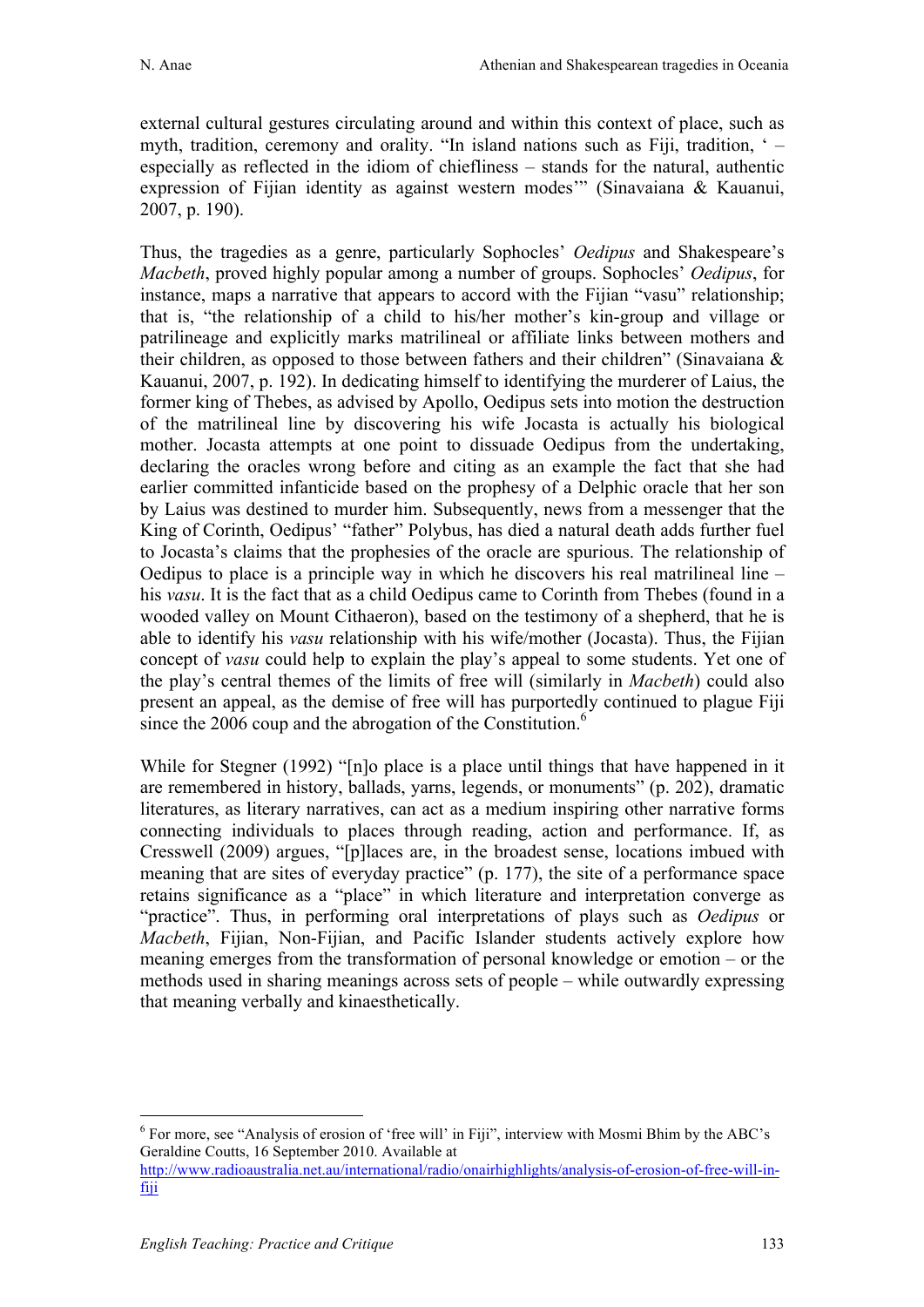external cultural gestures circulating around and within this context of place, such as myth, tradition, ceremony and orality. "In island nations such as Fiji, tradition, ' – especially as reflected in the idiom of chiefliness – stands for the natural, authentic expression of Fijian identity as against western modes'" (Sinavaiana & Kauanui, 2007, p. 190).

Thus, the tragedies as a genre, particularly Sophocles' *Oedipus* and Shakespeare's *Macbeth*, proved highly popular among a number of groups. Sophocles' *Oedipus*, for instance, maps a narrative that appears to accord with the Fijian "vasu" relationship; that is, "the relationship of a child to his/her mother's kin-group and village or patrilineage and explicitly marks matrilineal or affiliate links between mothers and their children, as opposed to those between fathers and their children" (Sinavaiana & Kauanui, 2007, p. 192). In dedicating himself to identifying the murderer of Laius, the former king of Thebes, as advised by Apollo, Oedipus sets into motion the destruction of the matrilineal line by discovering his wife Jocasta is actually his biological mother. Jocasta attempts at one point to dissuade Oedipus from the undertaking, declaring the oracles wrong before and citing as an example the fact that she had earlier committed infanticide based on the prophesy of a Delphic oracle that her son by Laius was destined to murder him. Subsequently, news from a messenger that the King of Corinth, Oedipus' "father" Polybus, has died a natural death adds further fuel to Jocasta's claims that the prophesies of the oracle are spurious. The relationship of Oedipus to place is a principle way in which he discovers his real matrilineal line – his *vasu*. It is the fact that as a child Oedipus came to Corinth from Thebes (found in a wooded valley on Mount Cithaeron), based on the testimony of a shepherd, that he is able to identify his *vasu* relationship with his wife/mother (Jocasta). Thus, the Fijian concept of *vasu* could help to explain the play's appeal to some students. Yet one of the play's central themes of the limits of free will (similarly in *Macbeth*) could also present an appeal, as the demise of free will has purportedly continued to plague Fiji since the 2006 coup and the abrogation of the Constitution.[6]

While for Stegner (1992) "[n]o place is a place until things that have happened in it are remembered in history, ballads, yarns, legends, or monuments" (p. 202), dramatic literatures, as literary narratives, can act as a medium inspiring other narrative forms connecting individuals to places through reading, action and performance. If, as Cresswell (2009) argues, "[p]laces are, in the broadest sense, locations imbued with meaning that are sites of everyday practice" (p. 177), the site of a performance space retains significance as a "place" in which literature and interpretation converge as "practice". Thus, in performing oral interpretations of plays such as *Oedipus* or *Macbeth*, Fijian, Non-Fijian, and Pacific Islander students actively explore how meaning emerges from the transformation of personal knowledge or emotion – or the methods used in sharing meanings across sets of people – while outwardly expressing that meaning verbally and kinaesthetically.

---

[6] For more, see "Analysis of erosion of 'free will' in Fiji", interview with Mosmi Bhim by the ABC's Geraldine Coutts, 16 September 2010. Available at http://www.radioaustralia.net.au/international/radio/onairhighlights/analysis-of-erosion-of-free-will-in-fiji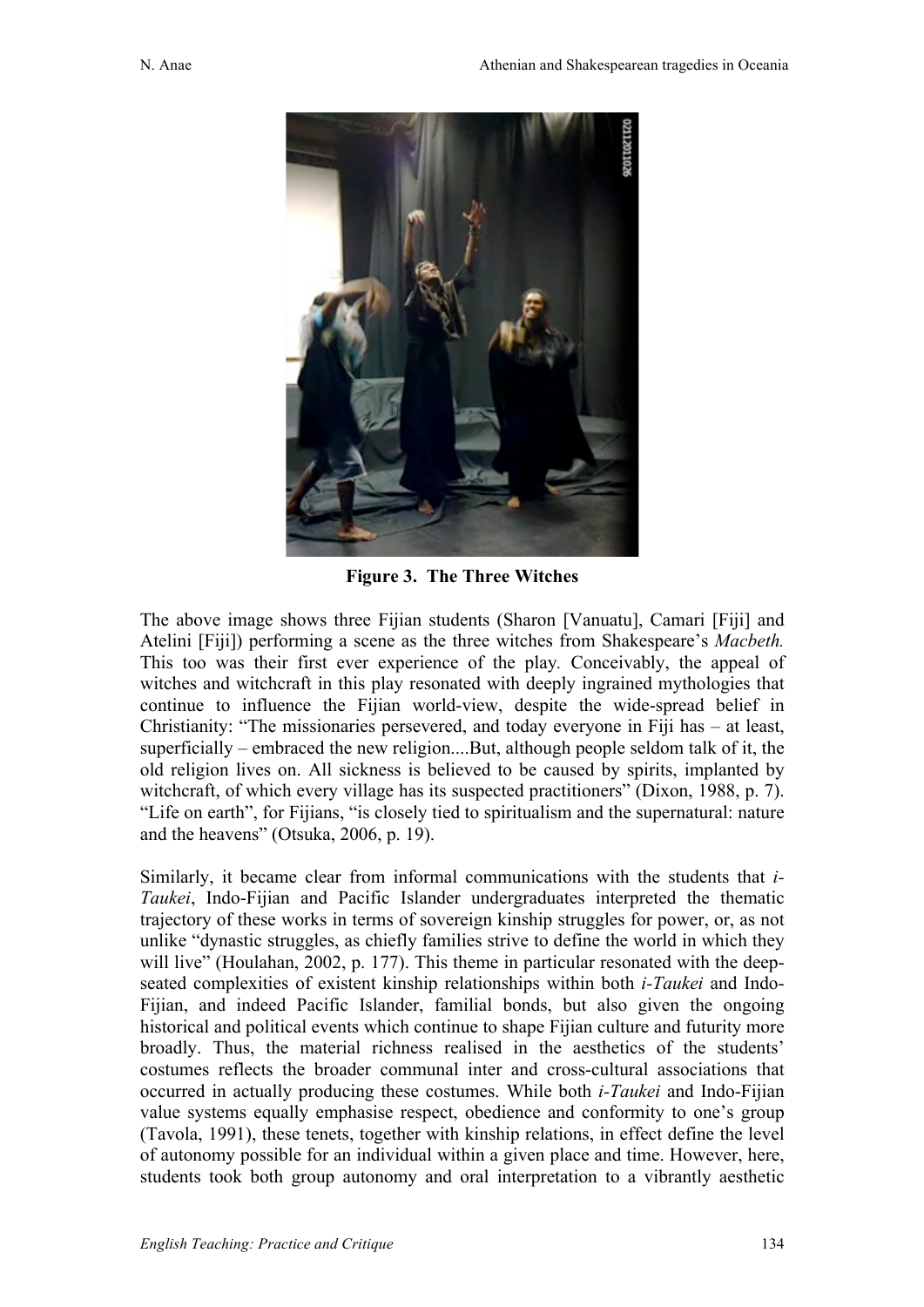**Figure 3. The Three Witches**

The above image shows three Fijian students (Sharon [Vanuatu], Camari [Fiji] and Atelini [Fiji]) performing a scene as the three witches from Shakespeare's *Macbeth.* This too was their first ever experience of the play. Conceivably, the appeal of witches and witchcraft in this play resonated with deeply ingrained mythologies that continue to influence the Fijian world-view, despite the wide-spread belief in Christianity: "The missionaries persevered, and today everyone in Fiji has – at least, superficially – embraced the new religion....But, although people seldom talk of it, the old religion lives on. All sickness is believed to be caused by spirits, implanted by witchcraft, of which every village has its suspected practitioners" (Dixon, 1988, p. 7). "Life on earth", for Fijians, "is closely tied to spiritualism and the supernatural: nature and the heavens" (Otsuka, 2006, p. 19).

Similarly, it became clear from informal communications with the students that *i-Taukei*, Indo-Fijian and Pacific Islander undergraduates interpreted the thematic trajectory of these works in terms of sovereign kinship struggles for power, or, as not unlike "dynastic struggles, as chiefly families strive to define the world in which they will live" (Houlahan, 2002, p. 177). This theme in particular resonated with the deep-seated complexities of existent kinship relationships within both *i-Taukei* and Indo-Fijian, and indeed Pacific Islander, familial bonds, but also given the ongoing historical and political events which continue to shape Fijian culture and futurity more broadly. Thus, the material richness realised in the aesthetics of the students' costumes reflects the broader communal inter and cross-cultural associations that occurred in actually producing these costumes. While both *i-Taukei* and Indo-Fijian value systems equally emphasise respect, obedience and conformity to one's group (Tavola, 1991), these tenets, together with kinship relations, in effect define the level of autonomy possible for an individual within a given place and time. However, here, students took both group autonomy and oral interpretation to a vibrantly aesthetic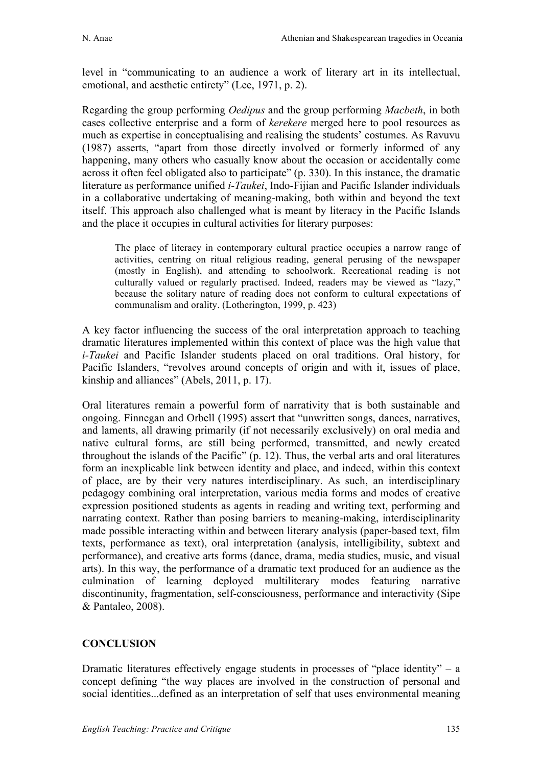level in "communicating to an audience a work of literary art in its intellectual, emotional, and aesthetic entirety" (Lee, 1971, p. 2).

Regarding the group performing *Oedipus* and the group performing *Macbeth*, in both cases collective enterprise and a form of *kerekere* merged here to pool resources as much as expertise in conceptualising and realising the students' costumes. As Ravuvu (1987) asserts, "apart from those directly involved or formerly informed of any happening, many others who casually know about the occasion or accidentally come across it often feel obligated also to participate" (p. 330). In this instance, the dramatic literature as performance unified *i-Taukei*, Indo-Fijian and Pacific Islander individuals in a collaborative undertaking of meaning-making, both within and beyond the text itself. This approach also challenged what is meant by literacy in the Pacific Islands and the place it occupies in cultural activities for literary purposes:

> The place of literacy in contemporary cultural practice occupies a narrow range of activities, centring on ritual religious reading, general perusing of the newspaper (mostly in English), and attending to schoolwork. Recreational reading is not culturally valued or regularly practised. Indeed, readers may be viewed as "lazy," because the solitary nature of reading does not conform to cultural expectations of communalism and orality. (Lotherington, 1999, p. 423)

A key factor influencing the success of the oral interpretation approach to teaching dramatic literatures implemented within this context of place was the high value that *i-Taukei* and Pacific Islander students placed on oral traditions. Oral history, for Pacific Islanders, "revolves around concepts of origin and with it, issues of place, kinship and alliances" (Abels, 2011, p. 17).

Oral literatures remain a powerful form of narrativity that is both sustainable and ongoing. Finnegan and Orbell (1995) assert that "unwritten songs, dances, narratives, and laments, all drawing primarily (if not necessarily exclusively) on oral media and native cultural forms, are still being performed, transmitted, and newly created throughout the islands of the Pacific" (p. 12). Thus, the verbal arts and oral literatures form an inexplicable link between identity and place, and indeed, within this context of place, are by their very natures interdisciplinary. As such, an interdisciplinary pedagogy combining oral interpretation, various media forms and modes of creative expression positioned students as agents in reading and writing text, performing and narrating context. Rather than posing barriers to meaning-making, interdisciplinarity made possible interacting within and between literary analysis (paper-based text, film texts, performance as text), oral interpretation (analysis, intelligibility, subtext and performance), and creative arts forms (dance, drama, media studies, music, and visual arts). In this way, the performance of a dramatic text produced for an audience as the culmination of learning deployed multiliterary modes featuring narrative discontinunity, fragmentation, self-consciousness, performance and interactivity (Sipe & Pantaleo, 2008).

## CONCLUSION

Dramatic literatures effectively engage students in processes of "place identity" – a concept defining "the way places are involved in the construction of personal and social identities...defined as an interpretation of self that uses environmental meaning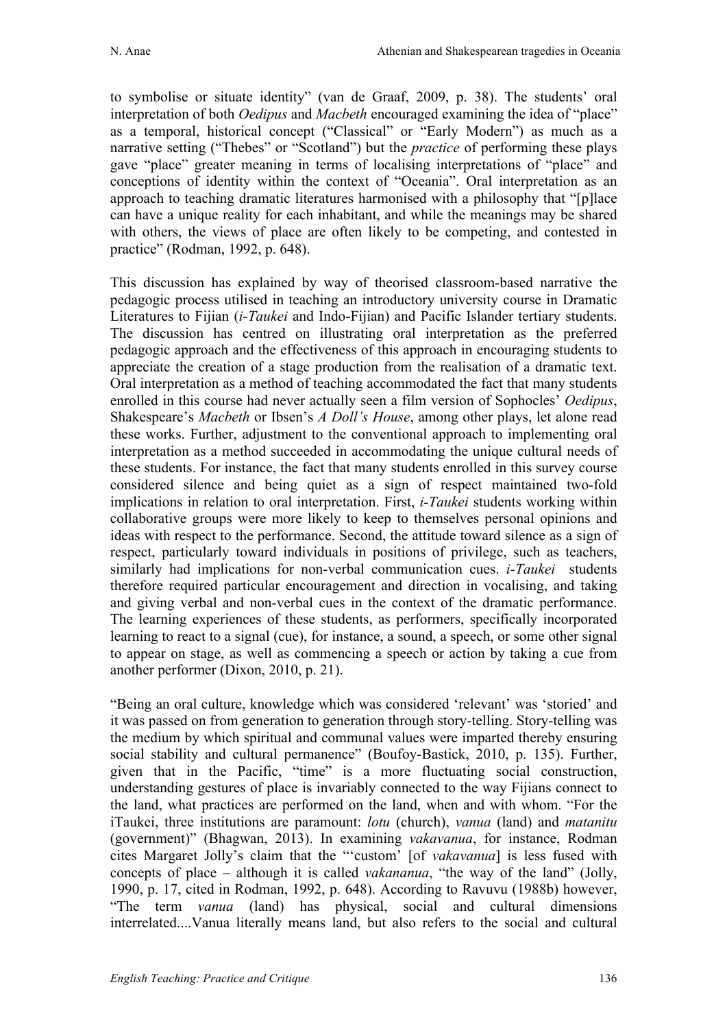to symbolise or situate identity" (van de Graaf, 2009, p. 38). The students' oral interpretation of both *Oedipus* and *Macbeth* encouraged examining the idea of "place" as a temporal, historical concept ("Classical" or "Early Modern") as much as a narrative setting ("Thebes" or "Scotland") but the *practice* of performing these plays gave "place" greater meaning in terms of localising interpretations of "place" and conceptions of identity within the context of "Oceania". Oral interpretation as an approach to teaching dramatic literatures harmonised with a philosophy that "[p]lace can have a unique reality for each inhabitant, and while the meanings may be shared with others, the views of place are often likely to be competing, and contested in practice" (Rodman, 1992, p. 648).

This discussion has explained by way of theorised classroom-based narrative the pedagogic process utilised in teaching an introductory university course in Dramatic Literatures to Fijian (*i-Taukei* and Indo-Fijian) and Pacific Islander tertiary students. The discussion has centred on illustrating oral interpretation as the preferred pedagogic approach and the effectiveness of this approach in encouraging students to appreciate the creation of a stage production from the realisation of a dramatic text. Oral interpretation as a method of teaching accommodated the fact that many students enrolled in this course had never actually seen a film version of Sophocles' *Oedipus*, Shakespeare's *Macbeth* or Ibsen's *A Doll's House*, among other plays, let alone read these works. Further, adjustment to the conventional approach to implementing oral interpretation as a method succeeded in accommodating the unique cultural needs of these students. For instance, the fact that many students enrolled in this survey course considered silence and being quiet as a sign of respect maintained two-fold implications in relation to oral interpretation. First, *i-Taukei* students working within collaborative groups were more likely to keep to themselves personal opinions and ideas with respect to the performance. Second, the attitude toward silence as a sign of respect, particularly toward individuals in positions of privilege, such as teachers, similarly had implications for non-verbal communication cues. *i-Taukei* students therefore required particular encouragement and direction in vocalising, and taking and giving verbal and non-verbal cues in the context of the dramatic performance. The learning experiences of these students, as performers, specifically incorporated learning to react to a signal (cue), for instance, a sound, a speech, or some other signal to appear on stage, as well as commencing a speech or action by taking a cue from another performer (Dixon, 2010, p. 21).

"Being an oral culture, knowledge which was considered 'relevant' was 'storied' and it was passed on from generation to generation through story-telling. Story-telling was the medium by which spiritual and communal values were imparted thereby ensuring social stability and cultural permanence" (Boufoy-Bastick, 2010, p. 135). Further, given that in the Pacific, "time" is a more fluctuating social construction, understanding gestures of place is invariably connected to the way Fijians connect to the land, what practices are performed on the land, when and with whom. "For the iTaukei, three institutions are paramount: *lotu* (church), *vanua* (land) and *matanitu* (government)" (Bhagwan, 2013). In examining *vakavanua*, for instance, Rodman cites Margaret Jolly's claim that the "'custom' [of *vakavanua*] is less fused with concepts of place – although it is called *vakananua*, "the way of the land" (Jolly, 1990, p. 17, cited in Rodman, 1992, p. 648). According to Ravuvu (1988b) however, "The term *vanua* (land) has physical, social and cultural dimensions interrelated....Vanua literally means land, but also refers to the social and cultural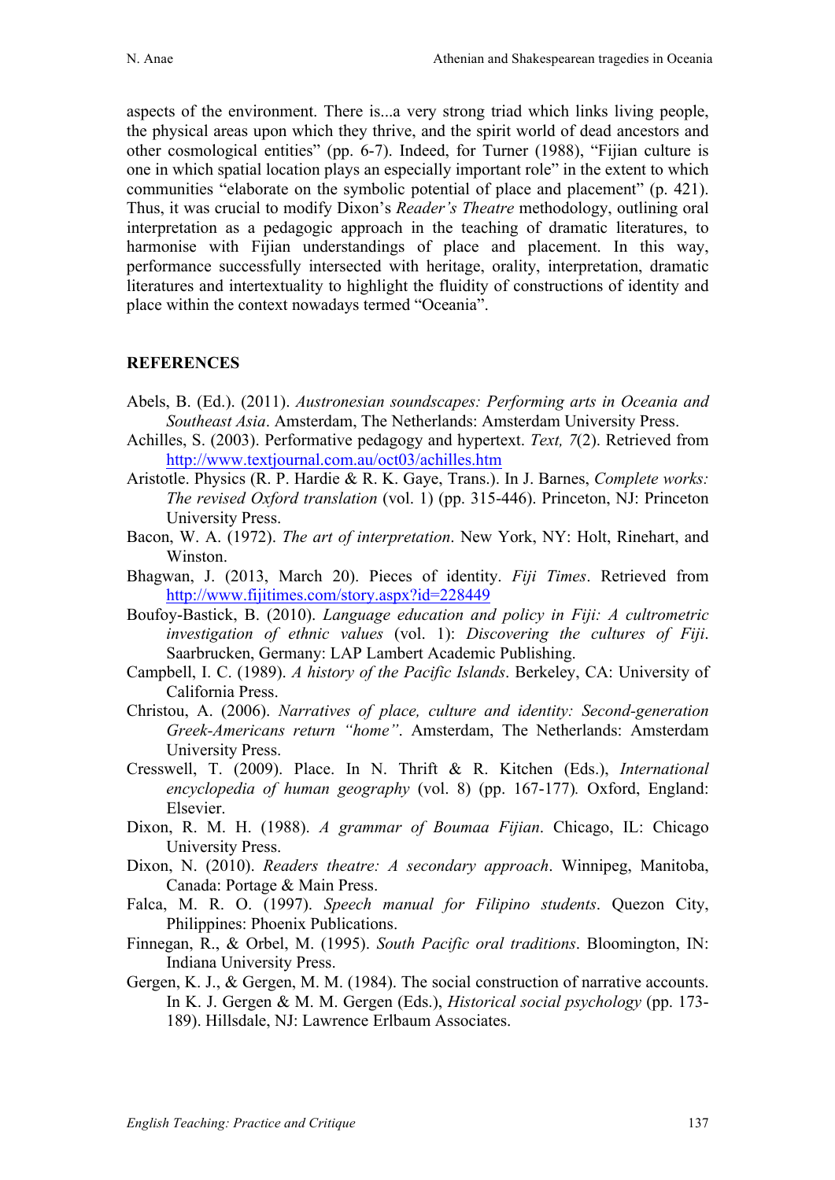aspects of the environment. There is...a very strong triad which links living people, the physical areas upon which they thrive, and the spirit world of dead ancestors and other cosmological entities" (pp. 6-7). Indeed, for Turner (1988), "Fijian culture is one in which spatial location plays an especially important role" in the extent to which communities "elaborate on the symbolic potential of place and placement" (p. 421). Thus, it was crucial to modify Dixon's *Reader's Theatre* methodology, outlining oral interpretation as a pedagogic approach in the teaching of dramatic literatures, to harmonise with Fijian understandings of place and placement. In this way, performance successfully intersected with heritage, orality, interpretation, dramatic literatures and intertextuality to highlight the fluidity of constructions of identity and place within the context nowadays termed "Oceania".

## REFERENCES

Abels, B. (Ed.). (2011). *Austronesian soundscapes: Performing arts in Oceania and Southeast Asia*. Amsterdam, The Netherlands: Amsterdam University Press.

Achilles, S. (2003). Performative pedagogy and hypertext. *Text, 7*(2). Retrieved from http://www.textjournal.com.au/oct03/achilles.htm

Aristotle. Physics (R. P. Hardie & R. K. Gaye, Trans.). In J. Barnes, *Complete works: The revised Oxford translation* (vol. 1) (pp. 315-446). Princeton, NJ: Princeton University Press.

Bacon, W. A. (1972). *The art of interpretation*. New York, NY: Holt, Rinehart, and Winston.

Bhagwan, J. (2013, March 20). Pieces of identity. *Fiji Times*. Retrieved from http://www.fijitimes.com/story.aspx?id=228449

Boufoy-Bastick, B. (2010). *Language education and policy in Fiji: A cultrometric investigation of ethnic values* (vol. 1): *Discovering the cultures of Fiji*. Saarbrucken, Germany: LAP Lambert Academic Publishing.

Campbell, I. C. (1989). *A history of the Pacific Islands*. Berkeley, CA: University of California Press.

Christou, A. (2006). *Narratives of place, culture and identity: Second-generation Greek-Americans return "home"*. Amsterdam, The Netherlands: Amsterdam University Press.

Cresswell, T. (2009). Place. In N. Thrift & R. Kitchen (Eds.), *International encyclopedia of human geography* (vol. 8) (pp. 167-177)*.* Oxford, England: Elsevier.

Dixon, R. M. H. (1988). *A grammar of Boumaa Fijian*. Chicago, IL: Chicago University Press.

Dixon, N. (2010). *Readers theatre: A secondary approach*. Winnipeg, Manitoba, Canada: Portage & Main Press.

Falca, M. R. O. (1997). *Speech manual for Filipino students*. Quezon City, Philippines: Phoenix Publications.

Finnegan, R., & Orbel, M. (1995). *South Pacific oral traditions*. Bloomington, IN: Indiana University Press.

Gergen, K. J., & Gergen, M. M. (1984). The social construction of narrative accounts. In K. J. Gergen & M. M. Gergen (Eds.), *Historical social psychology* (pp. 173-189). Hillsdale, NJ: Lawrence Erlbaum Associates.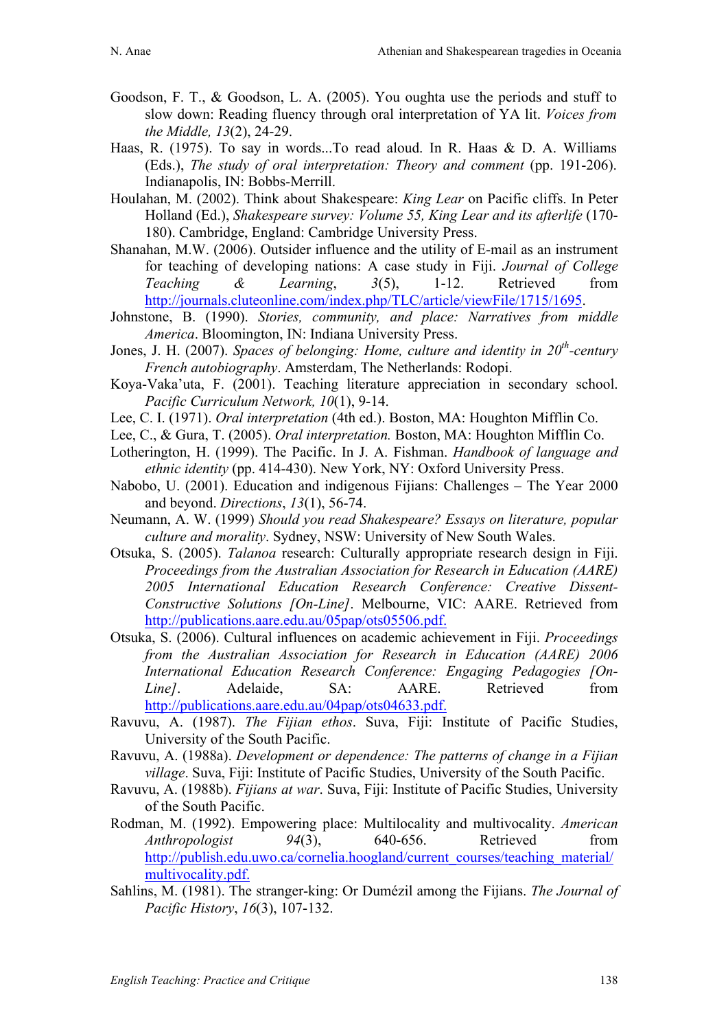Goodson, F. T., & Goodson, L. A. (2005). You oughta use the periods and stuff to slow down: Reading fluency through oral interpretation of YA lit. *Voices from the Middle, 13*(2), 24-29.

Haas, R. (1975). To say in words...To read aloud. In R. Haas & D. A. Williams (Eds.), *The study of oral interpretation: Theory and comment* (pp. 191-206). Indianapolis, IN: Bobbs-Merrill.

Houlahan, M. (2002). Think about Shakespeare: *King Lear* on Pacific cliffs. In Peter Holland (Ed.), *Shakespeare survey: Volume 55, King Lear and its afterlife* (170-180). Cambridge, England: Cambridge University Press.

Shanahan, M.W. (2006). Outsider influence and the utility of E-mail as an instrument for teaching of developing nations: A case study in Fiji. *Journal of College Teaching & Learning*, *3*(5), 1-12. Retrieved from http://journals.cluteonline.com/index.php/TLC/article/viewFile/1715/1695.

Johnstone, B. (1990). *Stories, community, and place: Narratives from middle America*. Bloomington, IN: Indiana University Press.

Jones, J. H. (2007). *Spaces of belonging: Home, culture and identity in 20th-century French autobiography*. Amsterdam, The Netherlands: Rodopi.

Koya-Vaka'uta, F. (2001). Teaching literature appreciation in secondary school. *Pacific Curriculum Network, 10*(1), 9-14.

Lee, C. I. (1971). *Oral interpretation* (4th ed.). Boston, MA: Houghton Mifflin Co.

Lee, C., & Gura, T. (2005). *Oral interpretation.* Boston, MA: Houghton Mifflin Co.

Lotherington, H. (1999). The Pacific. In J. A. Fishman. *Handbook of language and ethnic identity* (pp. 414-430). New York, NY: Oxford University Press.

Nabobo, U. (2001). Education and indigenous Fijians: Challenges – The Year 2000 and beyond. *Directions*, *13*(1), 56-74.

Neumann, A. W. (1999) *Should you read Shakespeare? Essays on literature, popular culture and morality*. Sydney, NSW: University of New South Wales.

Otsuka, S. (2005). *Talanoa* research: Culturally appropriate research design in Fiji. *Proceedings from the Australian Association for Research in Education (AARE) 2005 International Education Research Conference: Creative Dissent-Constructive Solutions [On-Line]*. Melbourne, VIC: AARE. Retrieved from http://publications.aare.edu.au/05pap/ots05506.pdf.

Otsuka, S. (2006). Cultural influences on academic achievement in Fiji. *Proceedings from the Australian Association for Research in Education (AARE) 2006 International Education Research Conference: Engaging Pedagogies [On-Line]*. Adelaide, SA: AARE. Retrieved from http://publications.aare.edu.au/04pap/ots04633.pdf.

Ravuvu, A. (1987). *The Fijian ethos*. Suva, Fiji: Institute of Pacific Studies, University of the South Pacific.

Ravuvu, A. (1988a). *Development or dependence: The patterns of change in a Fijian village*. Suva, Fiji: Institute of Pacific Studies, University of the South Pacific.

Ravuvu, A. (1988b). *Fijians at war*. Suva, Fiji: Institute of Pacific Studies, University of the South Pacific.

Rodman, M. (1992). Empowering place: Multilocality and multivocality. *American Anthropologist* *94*(3), 640-656. Retrieved from http://publish.edu.uwo.ca/cornelia.hoogland/current_courses/teaching_material/multivocality.pdf.

Sahlins, M. (1981). The stranger-king: Or Dumézil among the Fijians. *The Journal of Pacific History*, *16*(3), 107-132.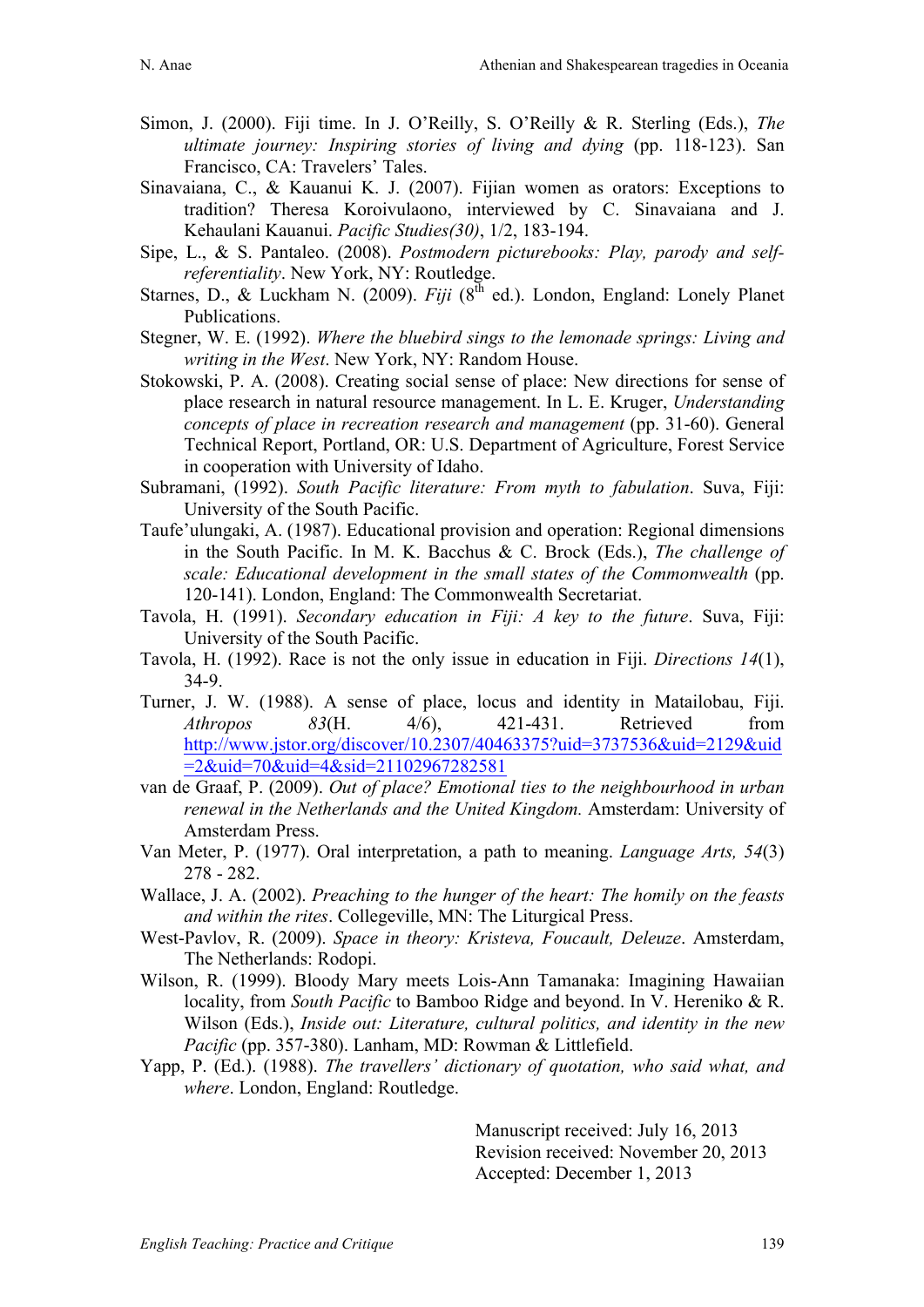Simon, J. (2000). Fiji time. In J. O'Reilly, S. O'Reilly & R. Sterling (Eds.), *The ultimate journey: Inspiring stories of living and dying* (pp. 118-123). San Francisco, CA: Travelers' Tales.

Sinavaiana, C., & Kauanui K. J. (2007). Fijian women as orators: Exceptions to tradition? Theresa Koroivulaono, interviewed by C. Sinavaiana and J. Kehaulani Kauanui. *Pacific Studies(30)*, 1/2, 183-194.

Sipe, L., & S. Pantaleo. (2008). *Postmodern picturebooks: Play, parody and self-referentiality*. New York, NY: Routledge.

Starnes, D., & Luckham N. (2009). *Fiji* (8th ed.). London, England: Lonely Planet Publications.

Stegner, W. E. (1992). *Where the bluebird sings to the lemonade springs: Living and writing in the West*. New York, NY: Random House.

Stokowski, P. A. (2008). Creating social sense of place: New directions for sense of place research in natural resource management. In L. E. Kruger, *Understanding concepts of place in recreation research and management* (pp. 31-60). General Technical Report, Portland, OR: U.S. Department of Agriculture, Forest Service in cooperation with University of Idaho.

Subramani, (1992). *South Pacific literature: From myth to fabulation*. Suva, Fiji: University of the South Pacific.

Taufe'ulungaki, A. (1987). Educational provision and operation: Regional dimensions in the South Pacific. In M. K. Bacchus & C. Brock (Eds.), *The challenge of scale: Educational development in the small states of the Commonwealth* (pp. 120-141). London, England: The Commonwealth Secretariat.

Tavola, H. (1991). *Secondary education in Fiji: A key to the future*. Suva, Fiji: University of the South Pacific.

Tavola, H. (1992). Race is not the only issue in education in Fiji. *Directions 14*(1), 34-9.

Turner, J. W. (1988). A sense of place, locus and identity in Matailobau, Fiji. *Athropos 83*(H. 4/6), 421-431. Retrieved from http://www.jstor.org/discover/10.2307/40463375?uid=3737536&uid=2129&uid=2&uid=70&uid=4&sid=21102967282581

van de Graaf, P. (2009). *Out of place? Emotional ties to the neighbourhood in urban renewal in the Netherlands and the United Kingdom.* Amsterdam: University of Amsterdam Press.

Van Meter, P. (1977). Oral interpretation, a path to meaning. *Language Arts, 54*(3) 278 - 282.

Wallace, J. A. (2002). *Preaching to the hunger of the heart: The homily on the feasts and within the rites*. Collegeville, MN: The Liturgical Press.

West-Pavlov, R. (2009). *Space in theory: Kristeva, Foucault, Deleuze*. Amsterdam, The Netherlands: Rodopi.

Wilson, R. (1999). Bloody Mary meets Lois-Ann Tamanaka: Imagining Hawaiian locality, from *South Pacific* to Bamboo Ridge and beyond. In V. Hereniko & R. Wilson (Eds.), *Inside out: Literature, cultural politics, and identity in the new Pacific* (pp. 357-380). Lanham, MD: Rowman & Littlefield.

Yapp, P. (Ed.). (1988). *The travellers' dictionary of quotation, who said what, and where*. London, England: Routledge.

Manuscript received: July 16, 2013
Revision received: November 20, 2013
Accepted: December 1, 2013